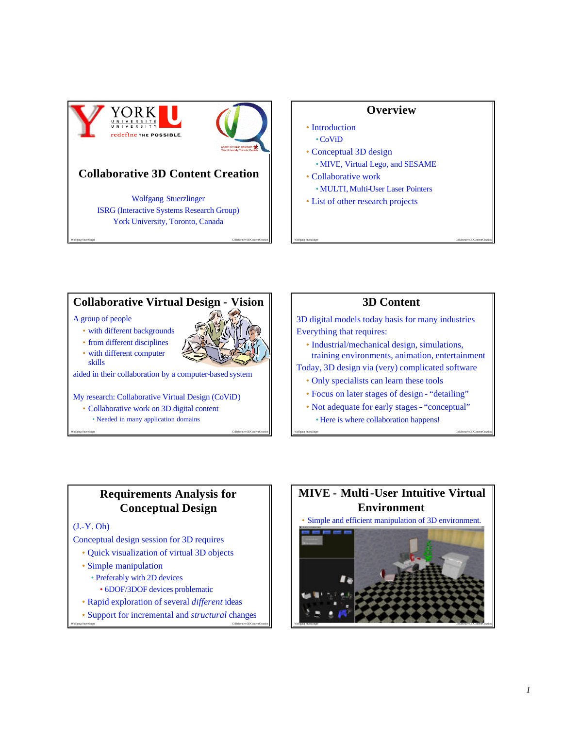# Collaborative 3D Content Creation

Wolfgang Stuerzlinger
ISRG (Interactive Systems Research Group)
York University, Toronto, Canada

## Overview

- Introduction
  - CoViD
- Conceptual 3D design
  - MIVE, Virtual Lego, and SESAME
- Collaborative work
  - MULTI, Multi-User Laser Pointers
- List of other research projects

## Collaborative Virtual Design - Vision

A group of people

- with different backgrounds
- from different disciplines
- with different computer skills

aided in their collaboration by a computer-based system

My research: Collaborative Virtual Design (CoViD)

- Collaborative work on 3D digital content
  - Needed in many application domains

## 3D Content

3D digital models today basis for many industries

Everything that requires:

- Industrial/mechanical design, simulations, training environments, animation, entertainment

Today, 3D design via (very) complicated software

- Only specialists can learn these tools
- Focus on later stages of design - "detailing"
- Not adequate for early stages - "conceptual"
  - Here is where collaboration happens!

## Requirements Analysis for Conceptual Design

(J.-Y. Oh)

Conceptual design session for 3D requires

- Quick visualization of virtual 3D objects
- Simple manipulation
  - Preferably with 2D devices
    - 6DOF/3DOF devices problematic
- Rapid exploration of several *different* ideas
- Support for incremental and *structural* changes

## MIVE - Multi-User Intuitive Virtual Environment

- Simple and efficient manipulation of 3D environment.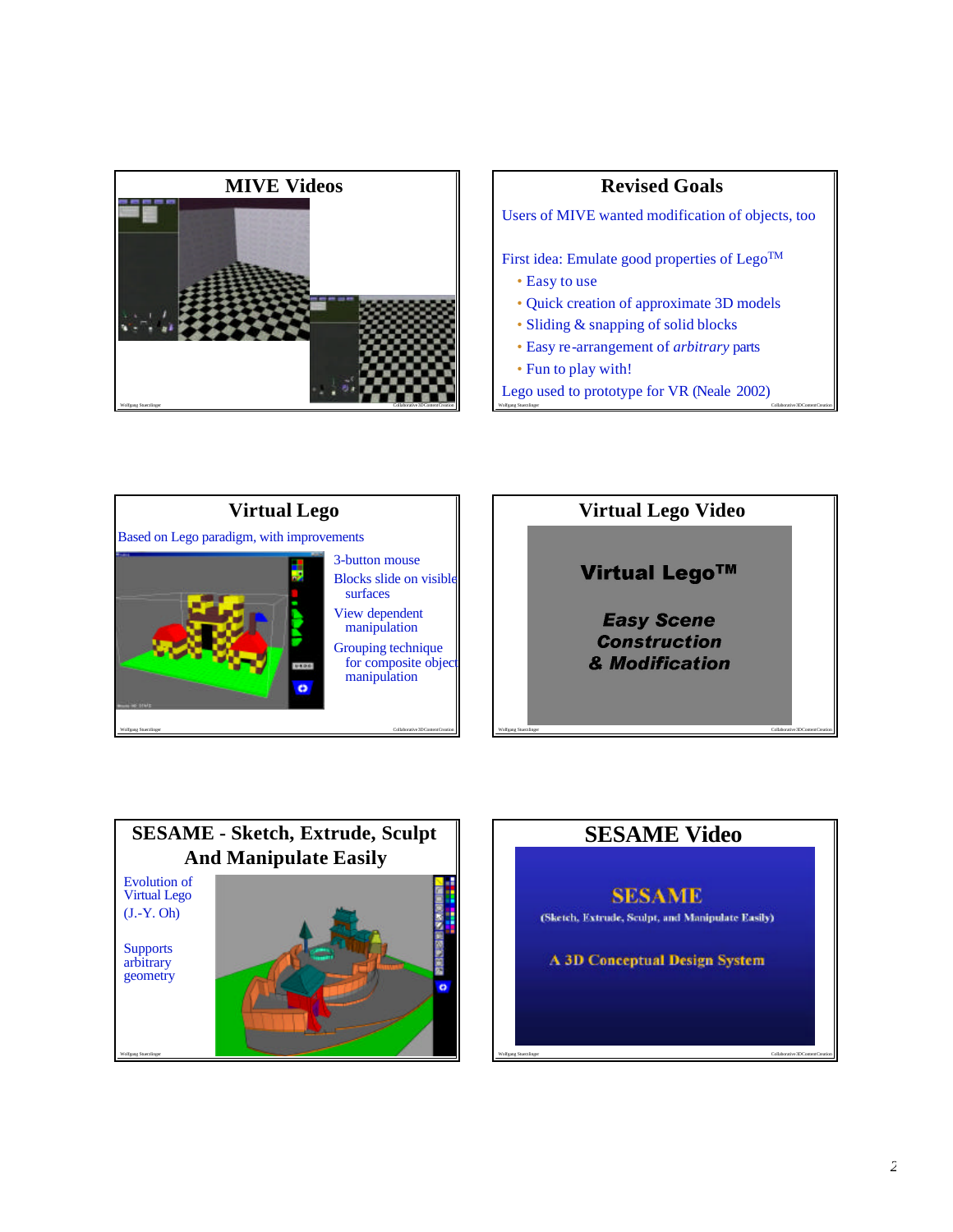## MIVE Videos

## Revised Goals

Users of MIVE wanted modification of objects, too

First idea: Emulate good properties of Lego™

- Easy to use
- Quick creation of approximate 3D models
- Sliding & snapping of solid blocks
- Easy re-arrangement of *arbitrary* parts
- Fun to play with!

Lego used to prototype for VR (Neale 2002)

## Virtual Lego

Based on Lego paradigm, with improvements

- 3-button mouse
- Blocks slide on visible surfaces
- View dependent manipulation
- Grouping technique for composite object manipulation

## Virtual Lego Video

**Virtual Lego™**

***Easy Scene Construction & Modification***

## SESAME - Sketch, Extrude, Sculpt And Manipulate Easily

Evolution of Virtual Lego (J.-Y. Oh)

Supports arbitrary geometry

## SESAME Video

**SESAME**

(Sketch, Extrude, Sculpt, and Manipulate Easily)

**A 3D Conceptual Design System**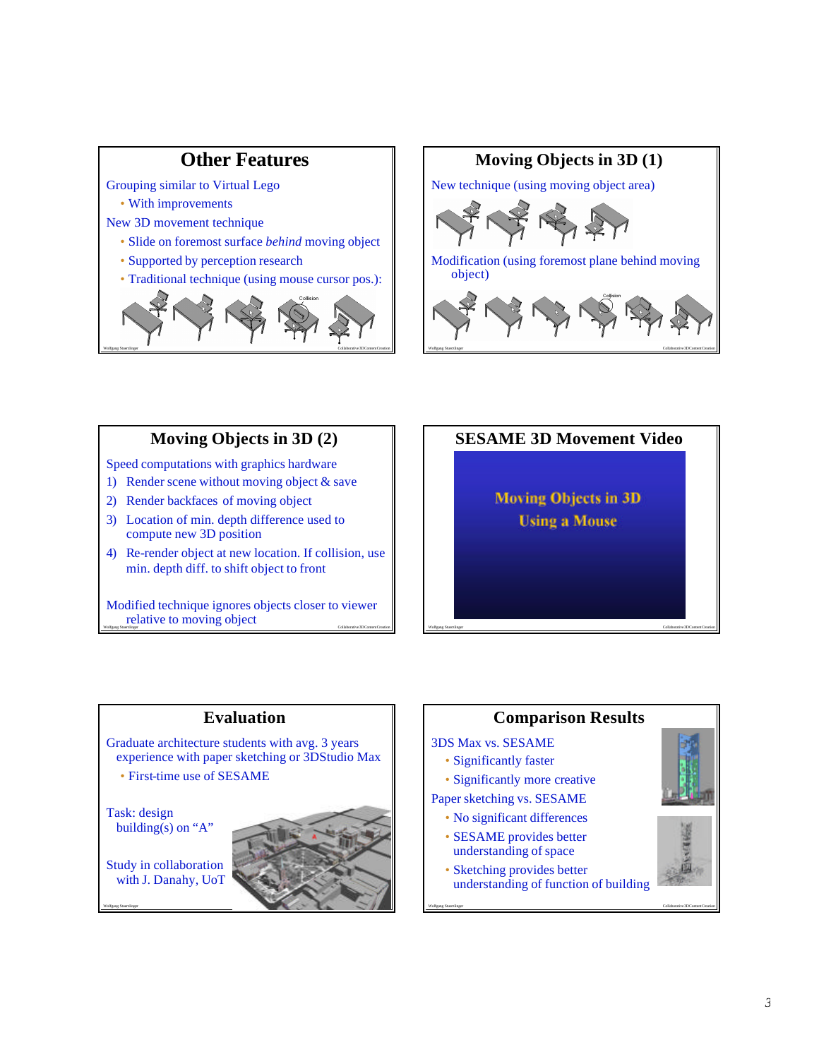## Other Features

Grouping similar to Virtual Lego
- With improvements

New 3D movement technique
- Slide on foremost surface *behind* moving object
- Supported by perception research
- Traditional technique (using mouse cursor pos.):

## Moving Objects in 3D (1)

New technique (using moving object area)

Modification (using foremost plane behind moving object)

## Moving Objects in 3D (2)

Speed computations with graphics hardware

1) Render scene without moving object & save
2) Render backfaces of moving object
3) Location of min. depth difference used to compute new 3D position
4) Re-render object at new location. If collision, use min. depth diff. to shift object to front

Modified technique ignores objects closer to viewer relative to moving object

## SESAME 3D Movement Video

Moving Objects in 3D
Using a Mouse

## Evaluation

Graduate architecture students with avg. 3 years experience with paper sketching or 3DStudio Max
- First-time use of SESAME

Task: design building(s) on "A"

Study in collaboration with J. Danahy, UoT

## Comparison Results

3DS Max vs. SESAME
- Significantly faster
- Significantly more creative

Paper sketching vs. SESAME
- No significant differences
- SESAME provides better understanding of space
- Sketching provides better understanding of function of building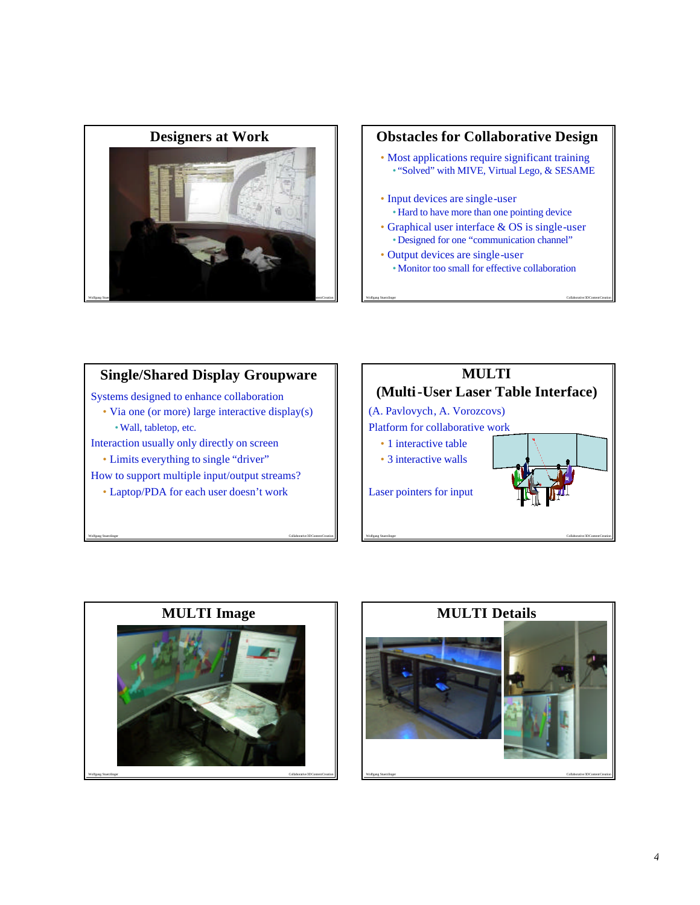## Designers at Work

## Obstacles for Collaborative Design

- Most applications require significant training
  - "Solved" with MIVE, Virtual Lego, & SESAME
- Input devices are single-user
  - Hard to have more than one pointing device
- Graphical user interface & OS is single-user
  - Designed for one "communication channel"
- Output devices are single-user
  - Monitor too small for effective collaboration

## Single/Shared Display Groupware

Systems designed to enhance collaboration

- Via one (or more) large interactive display(s)
  - Wall, tabletop, etc.

Interaction usually only directly on screen

- Limits everything to single "driver"

How to support multiple input/output streams?

- Laptop/PDA for each user doesn't work

## MULTI (Multi-User Laser Table Interface)

(A. Pavlovych, A. Vorozcovs)

Platform for collaborative work

- 1 interactive table
- 3 interactive walls

Laser pointers for input

## MULTI Image

## MULTI Details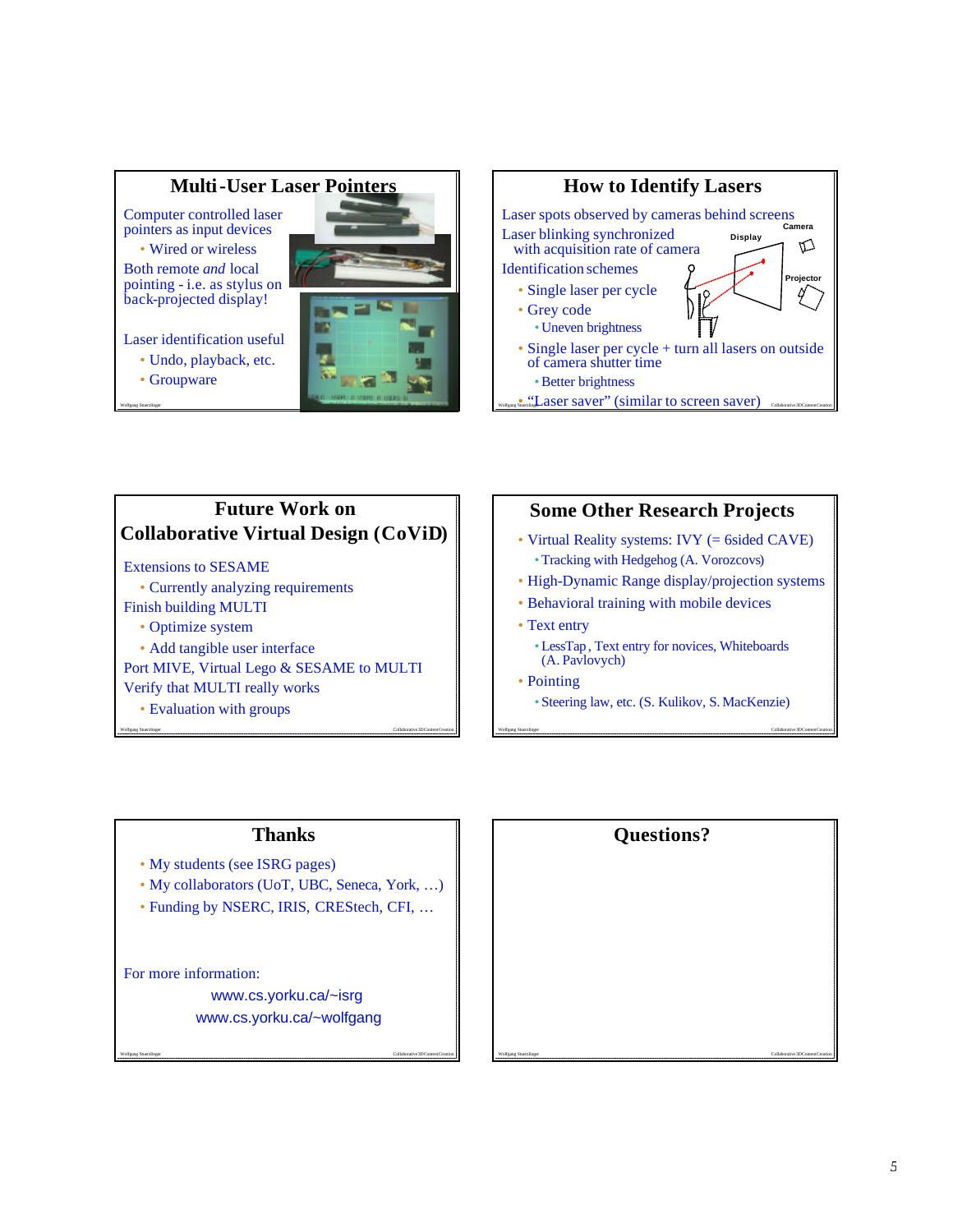## Multi-User Laser Pointers

Computer controlled laser pointers as input devices

- Wired or wireless

Both remote *and* local pointing - i.e. as stylus on back-projected display!

Laser identification useful

- Undo, playback, etc.
- Groupware

## How to Identify Lasers

Laser spots observed by cameras behind screens

Laser blinking synchronized with acquisition rate of camera

Identification schemes

- Single laser per cycle
- Grey code
  - Uneven brightness
- Single laser per cycle + turn all lasers on outside of camera shutter time
  - Better brightness
- "Laser saver" (similar to screen saver)

Camera

Display

Projector

## Future Work on Collaborative Virtual Design (CoViD)

Extensions to SESAME

- Currently analyzing requirements

Finish building MULTI

- Optimize system
- Add tangible user interface

Port MIVE, Virtual Lego & SESAME to MULTI

Verify that MULTI really works

- Evaluation with groups

## Some Other Research Projects

- Virtual Reality systems: IVY (= 6sided CAVE)
  - Tracking with Hedgehog (A. Vorozcovs)
- High-Dynamic Range display/projection systems
- Behavioral training with mobile devices
- Text entry
  - LessTap, Text entry for novices, Whiteboards (A. Pavlovych)
- Pointing
  - Steering law, etc. (S. Kulikov, S. MacKenzie)

## Thanks

- My students (see ISRG pages)
- My collaborators (UoT, UBC, Seneca, York, …)
- Funding by NSERC, IRIS, CREStech, CFI, …

For more information:

www.cs.yorku.ca/~isrg

www.cs.yorku.ca/~wolfgang

## Questions?